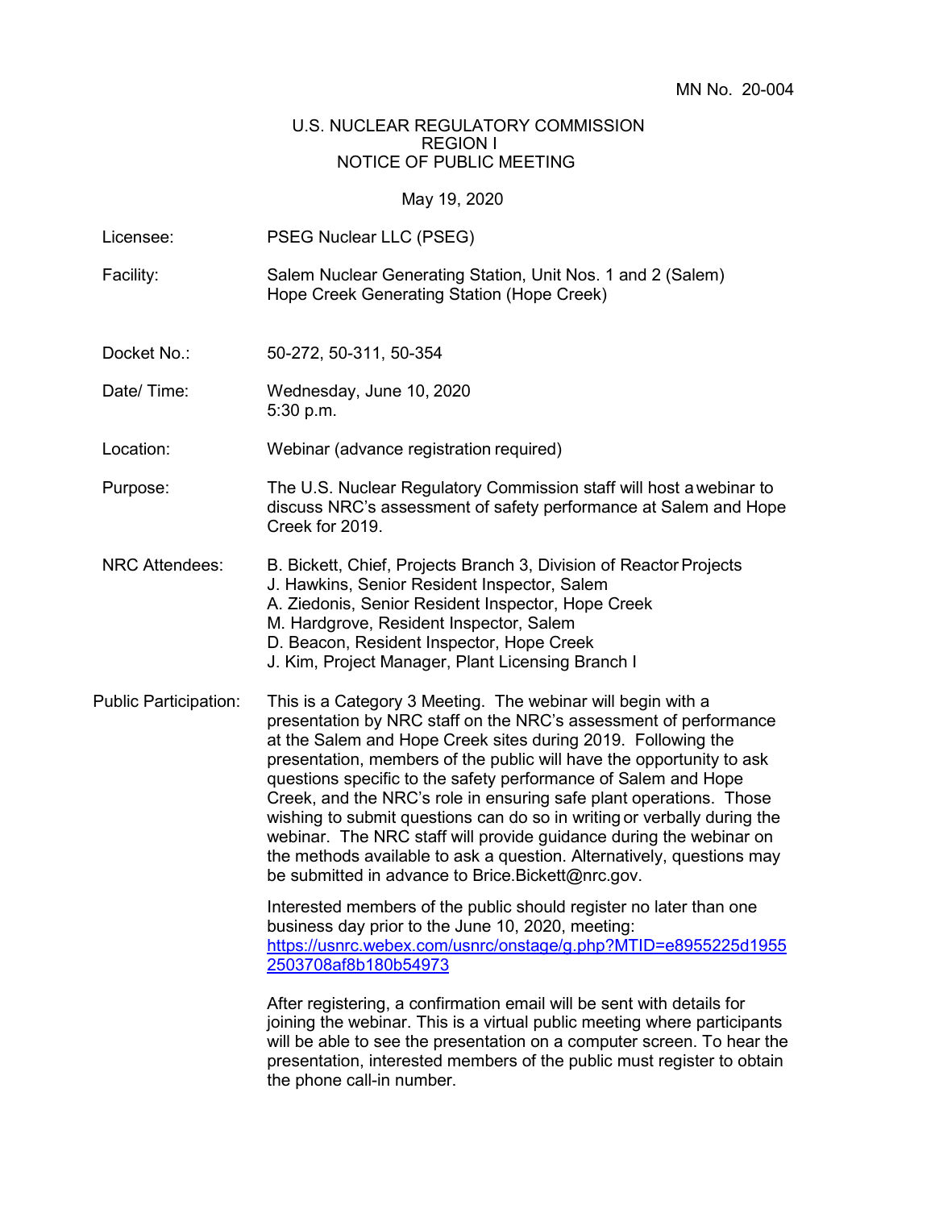MN No. 20-004

U.S. NUCLEAR REGULATORY COMMISSION
REGION I
NOTICE OF PUBLIC MEETING

May 19, 2020

| | |
|---|---|
| Licensee: | PSEG Nuclear LLC (PSEG) |
| Facility: | Salem Nuclear Generating Station, Unit Nos. 1 and 2 (Salem)<br>Hope Creek Generating Station (Hope Creek) |
| Docket No.: | 50-272, 50-311, 50-354 |
| Date/ Time: | Wednesday, June 10, 2020<br>5:30 p.m. |
| Location: | Webinar (advance registration required) |
| Purpose: | The U.S. Nuclear Regulatory Commission staff will host a webinar to discuss NRC's assessment of safety performance at Salem and Hope Creek for 2019. |
| NRC Attendees: | B. Bickett, Chief, Projects Branch 3, Division of Reactor Projects<br>J. Hawkins, Senior Resident Inspector, Salem<br>A. Ziedonis, Senior Resident Inspector, Hope Creek<br>M. Hardgrove, Resident Inspector, Salem<br>D. Beacon, Resident Inspector, Hope Creek<br>J. Kim, Project Manager, Plant Licensing Branch I |
| Public Participation: | This is a Category 3 Meeting. The webinar will begin with a presentation by NRC staff on the NRC's assessment of performance at the Salem and Hope Creek sites during 2019. Following the presentation, members of the public will have the opportunity to ask questions specific to the safety performance of Salem and Hope Creek, and the NRC's role in ensuring safe plant operations. Those wishing to submit questions can do so in writing or verbally during the webinar. The NRC staff will provide guidance during the webinar on the methods available to ask a question. Alternatively, questions may be submitted in advance to Brice.Bickett@nrc.gov.<br><br>Interested members of the public should register no later than one business day prior to the June 10, 2020, meeting: https://usnrc.webex.com/usnrc/onstage/g.php?MTID=e8955225d19552503708af8b180b54973<br><br>After registering, a confirmation email will be sent with details for joining the webinar. This is a virtual public meeting where participants will be able to see the presentation on a computer screen. To hear the presentation, interested members of the public must register to obtain the phone call-in number. |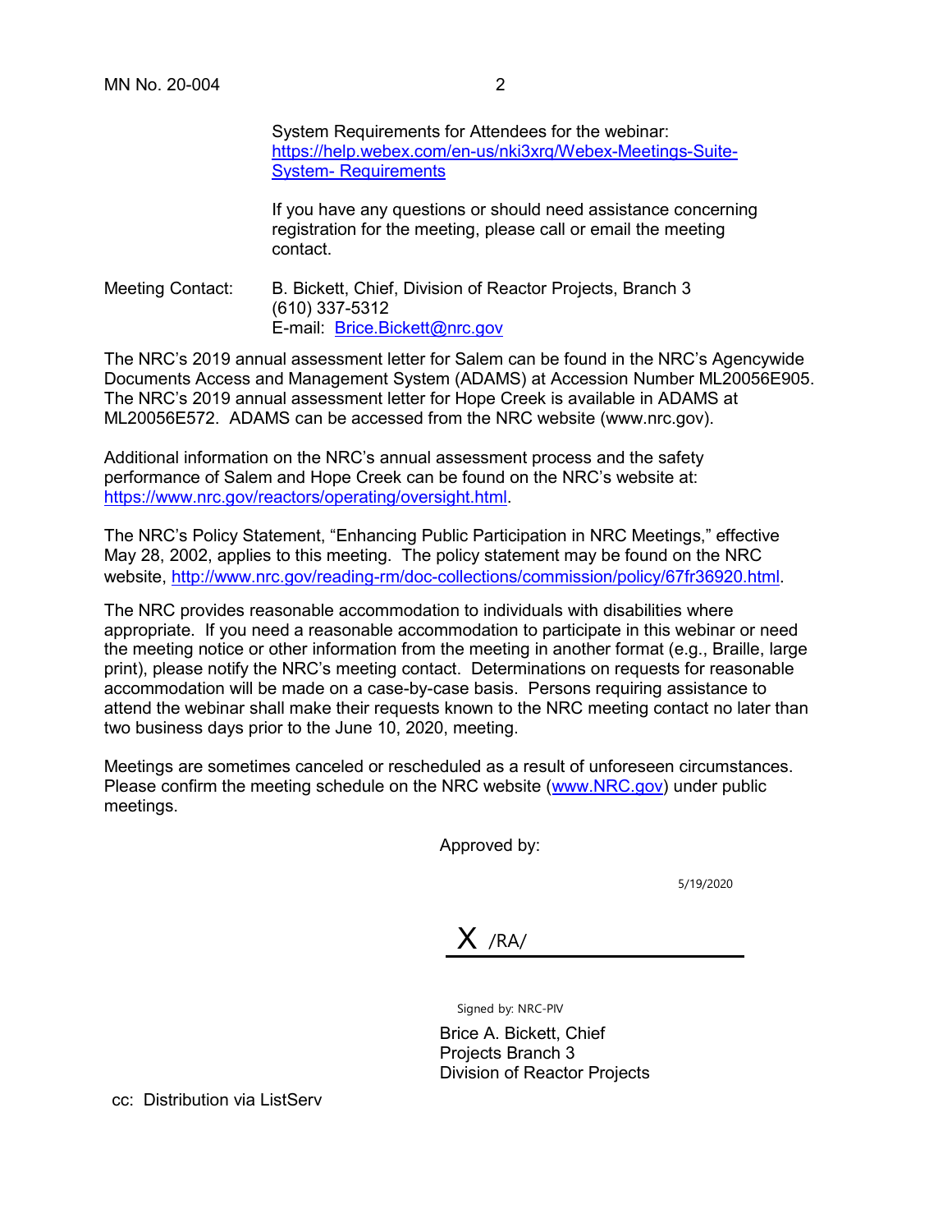System Requirements for Attendees for the webinar: https://help.webex.com/en-us/nki3xrq/Webex-Meetings-Suite-System- Requirements

If you have any questions or should need assistance concerning registration for the meeting, please call or email the meeting contact.

Meeting Contact: B. Bickett, Chief, Division of Reactor Projects, Branch 3
(610) 337-5312
E-mail: Brice.Bickett@nrc.gov

The NRC's 2019 annual assessment letter for Salem can be found in the NRC's Agencywide Documents Access and Management System (ADAMS) at Accession Number ML20056E905. The NRC's 2019 annual assessment letter for Hope Creek is available in ADAMS at ML20056E572. ADAMS can be accessed from the NRC website (www.nrc.gov).

Additional information on the NRC's annual assessment process and the safety performance of Salem and Hope Creek can be found on the NRC's website at: https://www.nrc.gov/reactors/operating/oversight.html.

The NRC's Policy Statement, "Enhancing Public Participation in NRC Meetings," effective May 28, 2002, applies to this meeting. The policy statement may be found on the NRC website, http://www.nrc.gov/reading-rm/doc-collections/commission/policy/67fr36920.html.

The NRC provides reasonable accommodation to individuals with disabilities where appropriate. If you need a reasonable accommodation to participate in this webinar or need the meeting notice or other information from the meeting in another format (e.g., Braille, large print), please notify the NRC's meeting contact. Determinations on requests for reasonable accommodation will be made on a case-by-case basis. Persons requiring assistance to attend the webinar shall make their requests known to the NRC meeting contact no later than two business days prior to the June 10, 2020, meeting.

Meetings are sometimes canceled or rescheduled as a result of unforeseen circumstances. Please confirm the meeting schedule on the NRC website (www.NRC.gov) under public meetings.

Approved by:

5/19/2020

X /RA/

Signed by: NRC-PIV

Brice A. Bickett, Chief
Projects Branch 3
Division of Reactor Projects

cc: Distribution via ListServ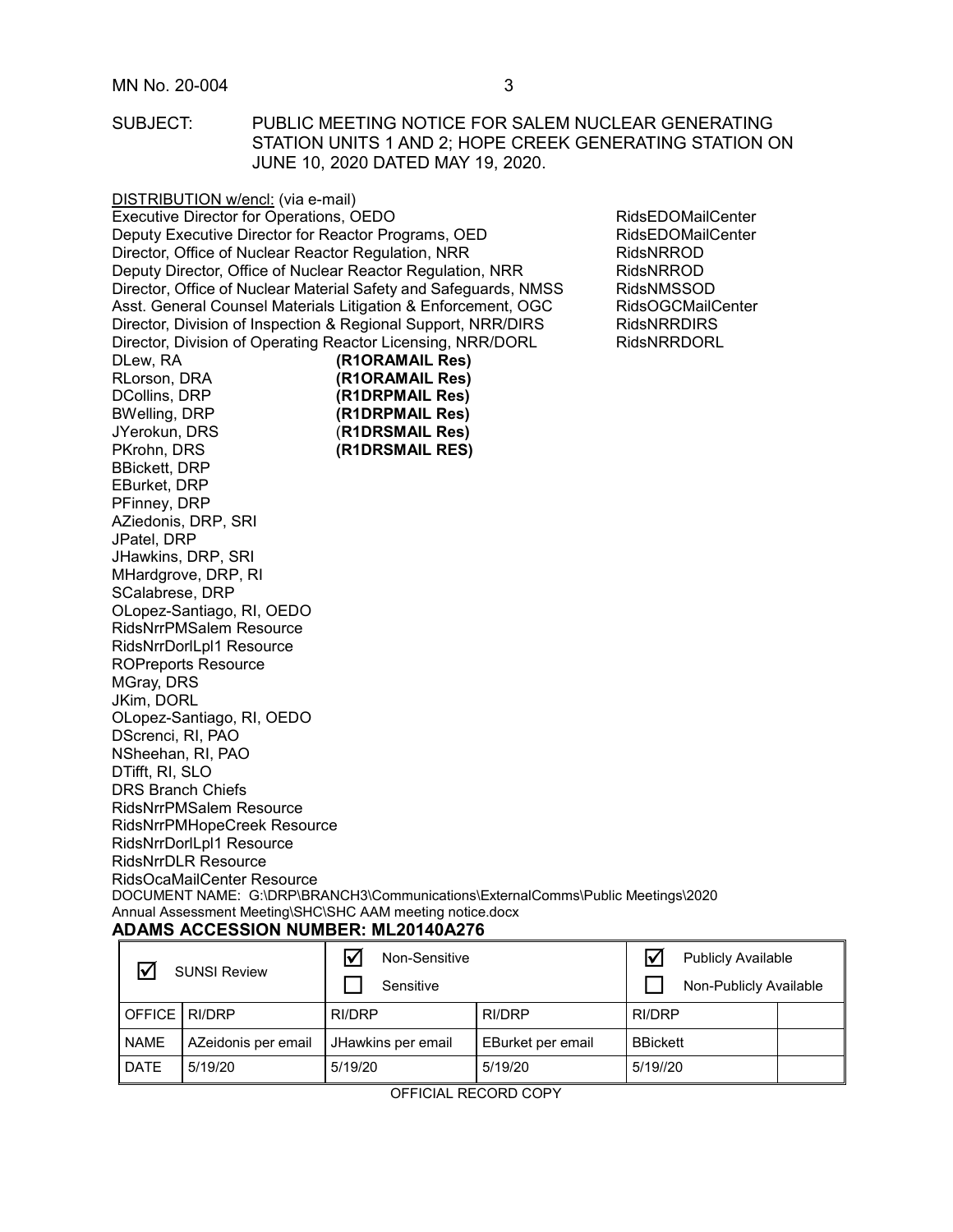MN No. 20-004

SUBJECT: PUBLIC MEETING NOTICE FOR SALEM NUCLEAR GENERATING STATION UNITS 1 AND 2; HOPE CREEK GENERATING STATION ON JUNE 10, 2020 DATED MAY 19, 2020.

DISTRIBUTION w/encl: (via e-mail)

Executive Director for Operations, OEDO RidsEDOMailCenter
Deputy Executive Director for Reactor Programs, OED RidsEDOMailCenter
Director, Office of Nuclear Reactor Regulation, NRR RidsNRROD
Deputy Director, Office of Nuclear Reactor Regulation, NRR RidsNRROD
Director, Office of Nuclear Material Safety and Safeguards, NMSS RidsNMSSOD
Asst. General Counsel Materials Litigation & Enforcement, OGC RidsOGCMailCenter
Director, Division of Inspection & Regional Support, NRR/DIRS RidsNRRDIRS
Director, Division of Operating Reactor Licensing, NRR/DORL RidsNRRDORL

DLew, RA **(R1ORAMAIL Res)**
RLorson, DRA **(R1ORAMAIL Res)**
DCollins, DRP **(R1DRPMAIL Res)**
BWelling, DRP **(R1DRPMAIL Res)**
JYerokun, DRS (**R1DRSMAIL Res)**
PKrohn, DRS **(R1DRSMAIL RES)**
BBickett, DRP
EBurket, DRP
PFinney, DRP
AZiedonis, DRP, SRI
JPatel, DRP
JHawkins, DRP, SRI
MHardgrove, DRP, RI
SCalabrese, DRP
OLopez-Santiago, RI, OEDO
RidsNrrPMSalem Resource
RidsNrrDorlLpl1 Resource
ROPreports Resource
MGray, DRS
JKim, DORL
OLopez-Santiago, RI, OEDO
DScrenci, RI, PAO
NSheehan, RI, PAO
DTifft, RI, SLO
DRS Branch Chiefs
RidsNrrPMSalem Resource
RidsNrrPMHopeCreek Resource
RidsNrrDorlLpl1 Resource
RidsNrrDLR Resource
RidsOcaMailCenter Resource

DOCUMENT NAME: G:\DRP\BRANCH3\Communications\ExternalComms\Public Meetings\2020 Annual Assessment Meeting\SHC\SHC AAM meeting notice.docx

**ADAMS ACCESSION NUMBER: ML20140A276**

| ☑ SUNSI Review | | ☑ Non-Sensitive<br>☐ Sensitive | | ☑ Publicly Available<br>☐ Non-Publicly Available | |
|---|---|---|---|---|---|
| OFFICE | RI/DRP | RI/DRP | RI/DRP | RI/DRP | |
| NAME | AZeidonis per email | JHawkins per email | EBurket per email | BBickett | |
| DATE | 5/19/20 | 5/19/20 | 5/19/20 | 5/19//20 | |

OFFICIAL RECORD COPY